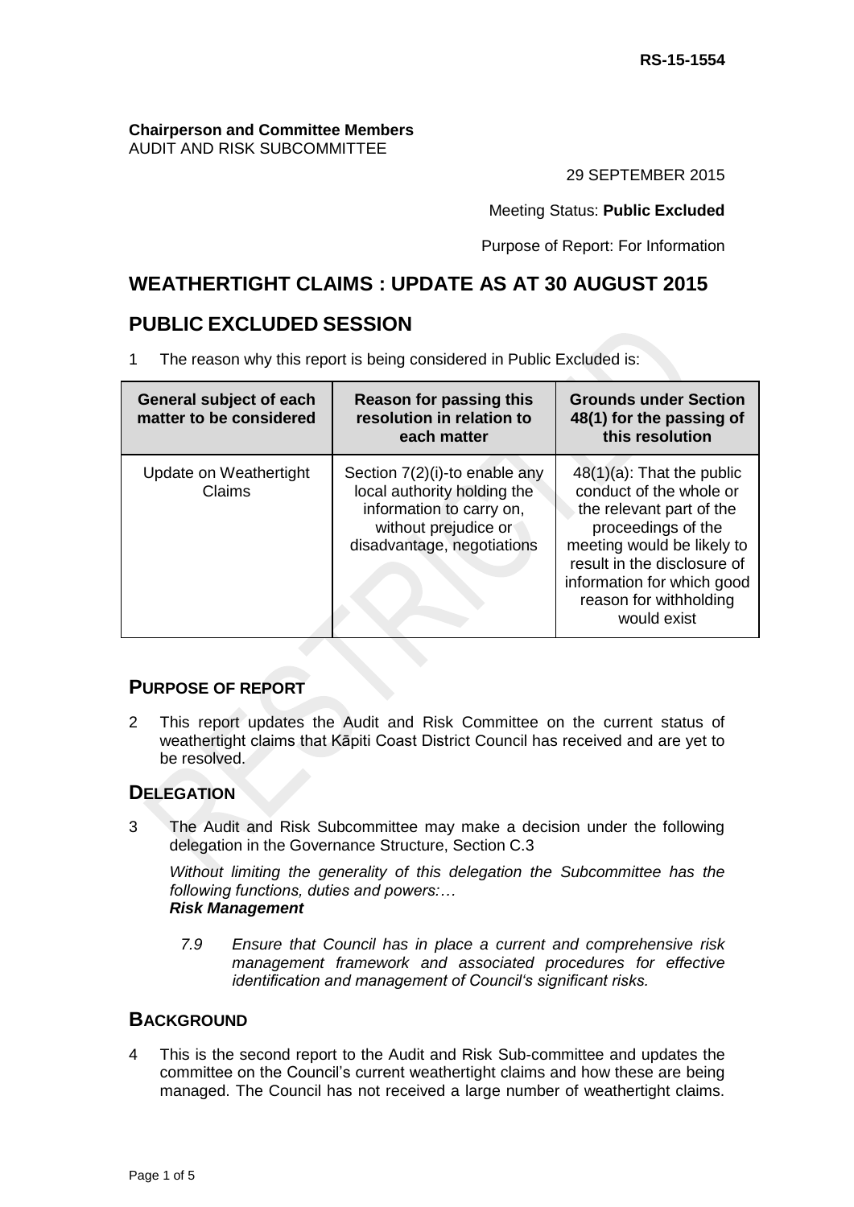RS-15-1554

**Chairperson and Committee Members**
AUDIT AND RISK SUBCOMMITTEE

29 SEPTEMBER 2015

Meeting Status: **Public Excluded**

Purpose of Report: For Information

# WEATHERTIGHT CLAIMS : UPDATE AS AT 30 AUGUST 2015

# PUBLIC EXCLUDED SESSION

1 The reason why this report is being considered in Public Excluded is:

| General subject of each matter to be considered | Reason for passing this resolution in relation to each matter | Grounds under Section 48(1) for the passing of this resolution |
|---|---|---|
| Update on Weathertight Claims | Section 7(2)(i)-to enable any local authority holding the information to carry on, without prejudice or disadvantage, negotiations | 48(1)(a): That the public conduct of the whole or the relevant part of the proceedings of the meeting would be likely to result in the disclosure of information for which good reason for withholding would exist |

## PURPOSE OF REPORT

2 This report updates the Audit and Risk Committee on the current status of weathertight claims that Kāpiti Coast District Council has received and are yet to be resolved.

## DELEGATION

3 The Audit and Risk Subcommittee may make a decision under the following delegation in the Governance Structure, Section C.3

*Without limiting the generality of this delegation the Subcommittee has the following functions, duties and powers:…*
***Risk Management***

*7.9 Ensure that Council has in place a current and comprehensive risk management framework and associated procedures for effective identification and management of Council's significant risks.*

## BACKGROUND

4 This is the second report to the Audit and Risk Sub-committee and updates the committee on the Council's current weathertight claims and how these are being managed. The Council has not received a large number of weathertight claims.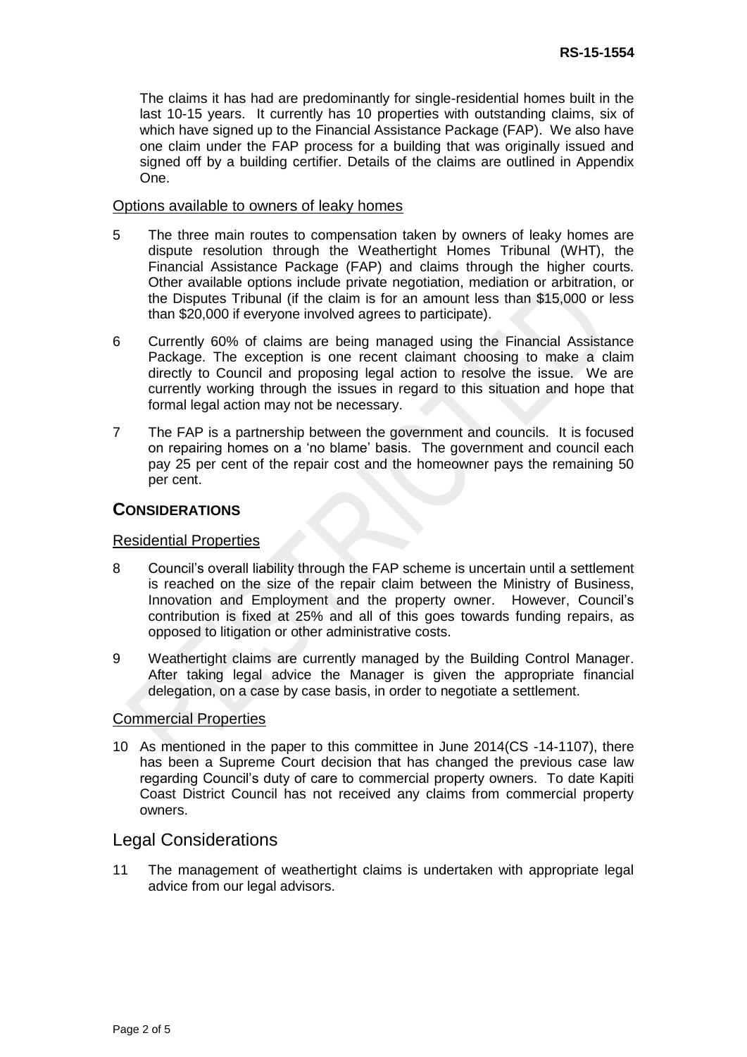The claims it has had are predominantly for single-residential homes built in the last 10-15 years. It currently has 10 properties with outstanding claims, six of which have signed up to the Financial Assistance Package (FAP). We also have one claim under the FAP process for a building that was originally issued and signed off by a building certifier. Details of the claims are outlined in Appendix One.

### Options available to owners of leaky homes

5 The three main routes to compensation taken by owners of leaky homes are dispute resolution through the Weathertight Homes Tribunal (WHT), the Financial Assistance Package (FAP) and claims through the higher courts. Other available options include private negotiation, mediation or arbitration, or the Disputes Tribunal (if the claim is for an amount less than $15,000 or less than $20,000 if everyone involved agrees to participate).

6 Currently 60% of claims are being managed using the Financial Assistance Package. The exception is one recent claimant choosing to make a claim directly to Council and proposing legal action to resolve the issue. We are currently working through the issues in regard to this situation and hope that formal legal action may not be necessary.

7 The FAP is a partnership between the government and councils. It is focused on repairing homes on a 'no blame' basis. The government and council each pay 25 per cent of the repair cost and the homeowner pays the remaining 50 per cent.

## CONSIDERATIONS

### Residential Properties

8 Council's overall liability through the FAP scheme is uncertain until a settlement is reached on the size of the repair claim between the Ministry of Business, Innovation and Employment and the property owner. However, Council's contribution is fixed at 25% and all of this goes towards funding repairs, as opposed to litigation or other administrative costs.

9 Weathertight claims are currently managed by the Building Control Manager. After taking legal advice the Manager is given the appropriate financial delegation, on a case by case basis, in order to negotiate a settlement.

### Commercial Properties

10 As mentioned in the paper to this committee in June 2014(CS -14-1107), there has been a Supreme Court decision that has changed the previous case law regarding Council's duty of care to commercial property owners. To date Kapiti Coast District Council has not received any claims from commercial property owners.

## Legal Considerations

11 The management of weathertight claims is undertaken with appropriate legal advice from our legal advisors.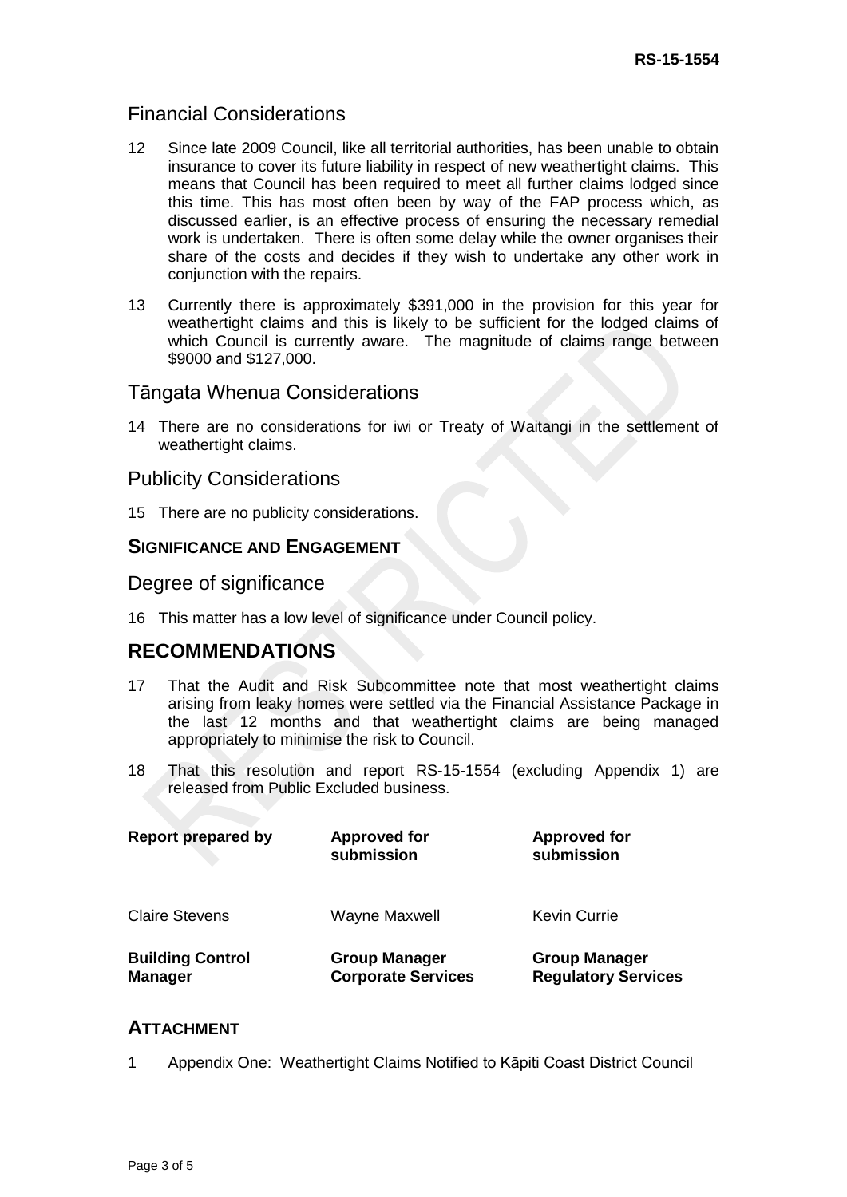## Financial Considerations

12 Since late 2009 Council, like all territorial authorities, has been unable to obtain insurance to cover its future liability in respect of new weathertight claims. This means that Council has been required to meet all further claims lodged since this time. This has most often been by way of the FAP process which, as discussed earlier, is an effective process of ensuring the necessary remedial work is undertaken. There is often some delay while the owner organises their share of the costs and decides if they wish to undertake any other work in conjunction with the repairs.

13 Currently there is approximately $391,000 in the provision for this year for weathertight claims and this is likely to be sufficient for the lodged claims of which Council is currently aware. The magnitude of claims range between $9000 and $127,000.

## Tāngata Whenua Considerations

14 There are no considerations for iwi or Treaty of Waitangi in the settlement of weathertight claims.

## Publicity Considerations

15 There are no publicity considerations.

### SIGNIFICANCE AND ENGAGEMENT

## Degree of significance

16 This matter has a low level of significance under Council policy.

# RECOMMENDATIONS

17 That the Audit and Risk Subcommittee note that most weathertight claims arising from leaky homes were settled via the Financial Assistance Package in the last 12 months and that weathertight claims are being managed appropriately to minimise the risk to Council.

18 That this resolution and report RS-15-1554 (excluding Appendix 1) are released from Public Excluded business.

| Report prepared by | Approved for submission | Approved for submission |
|---|---|---|
| Claire Stevens | Wayne Maxwell | Kevin Currie |
| **Building Control Manager** | **Group Manager Corporate Services** | **Group Manager Regulatory Services** |

### ATTACHMENT

1 Appendix One: Weathertight Claims Notified to Kāpiti Coast District Council